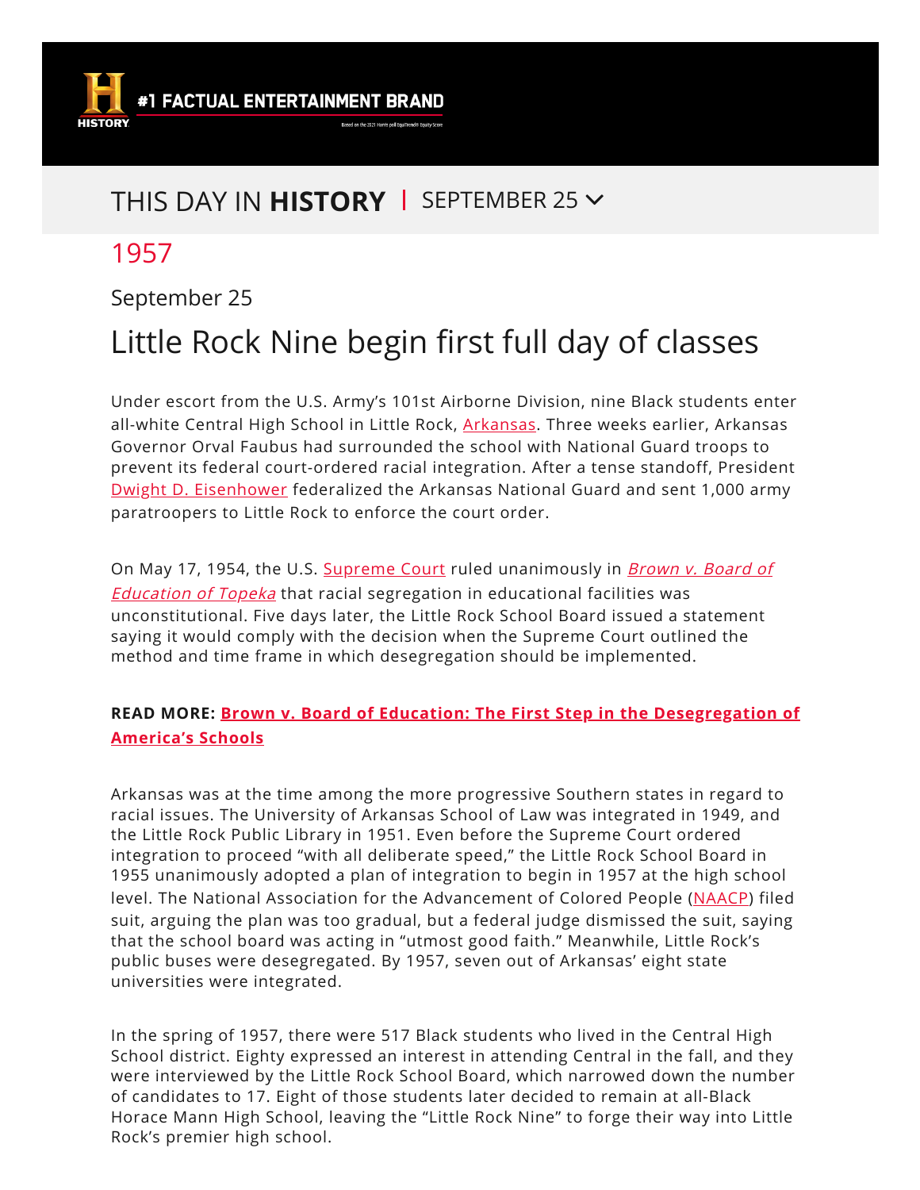THIS DAY IN **HISTORY** | SEPTEMBER 25

## 1957

September 25

# Little Rock Nine begin first full day of classes

Under escort from the U.S. Army's 101st Airborne Division, nine Black students enter all-white Central High School in Little Rock, Arkansas. Three weeks earlier, Arkansas Governor Orval Faubus had surrounded the school with National Guard troops to prevent its federal court-ordered racial integration. After a tense standoff, President Dwight D. Eisenhower federalized the Arkansas National Guard and sent 1,000 army paratroopers to Little Rock to enforce the court order.

On May 17, 1954, the U.S. Supreme Court ruled unanimously in *Brown v. Board of Education of Topeka* that racial segregation in educational facilities was unconstitutional. Five days later, the Little Rock School Board issued a statement saying it would comply with the decision when the Supreme Court outlined the method and time frame in which desegregation should be implemented.

**READ MORE: Brown v. Board of Education: The First Step in the Desegregation of America's Schools**

Arkansas was at the time among the more progressive Southern states in regard to racial issues. The University of Arkansas School of Law was integrated in 1949, and the Little Rock Public Library in 1951. Even before the Supreme Court ordered integration to proceed "with all deliberate speed," the Little Rock School Board in 1955 unanimously adopted a plan of integration to begin in 1957 at the high school level. The National Association for the Advancement of Colored People (NAACP) filed suit, arguing the plan was too gradual, but a federal judge dismissed the suit, saying that the school board was acting in "utmost good faith." Meanwhile, Little Rock's public buses were desegregated. By 1957, seven out of Arkansas' eight state universities were integrated.

In the spring of 1957, there were 517 Black students who lived in the Central High School district. Eighty expressed an interest in attending Central in the fall, and they were interviewed by the Little Rock School Board, which narrowed down the number of candidates to 17. Eight of those students later decided to remain at all-Black Horace Mann High School, leaving the "Little Rock Nine" to forge their way into Little Rock's premier high school.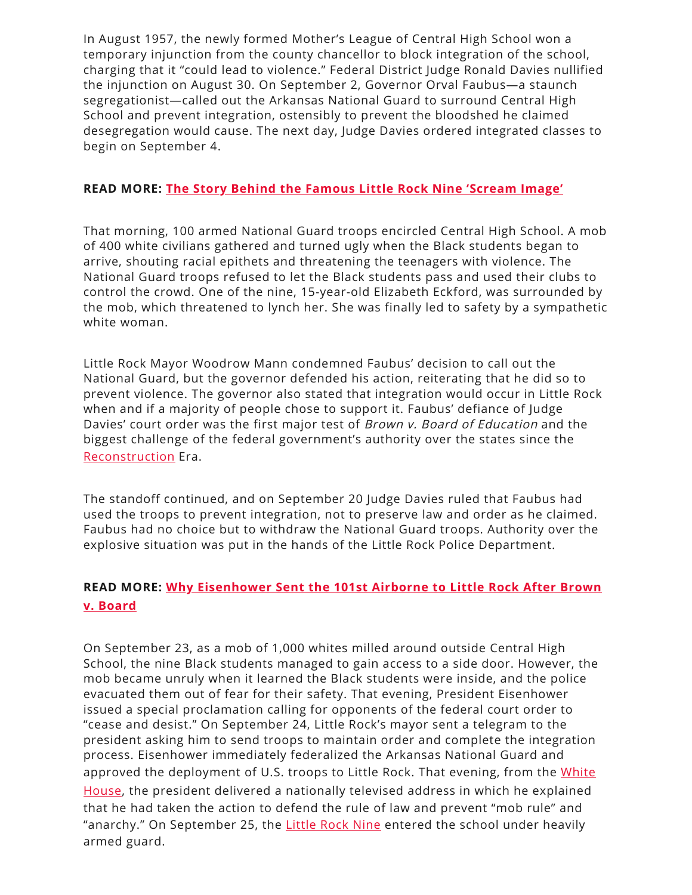In August 1957, the newly formed Mother's League of Central High School won a temporary injunction from the county chancellor to block integration of the school, charging that it "could lead to violence." Federal District Judge Ronald Davies nullified the injunction on August 30. On September 2, Governor Orval Faubus—a staunch segregationist—called out the Arkansas National Guard to surround Central High School and prevent integration, ostensibly to prevent the bloodshed he claimed desegregation would cause. The next day, Judge Davies ordered integrated classes to begin on September 4.

**READ MORE: The Story Behind the Famous Little Rock Nine 'Scream Image'**

That morning, 100 armed National Guard troops encircled Central High School. A mob of 400 white civilians gathered and turned ugly when the Black students began to arrive, shouting racial epithets and threatening the teenagers with violence. The National Guard troops refused to let the Black students pass and used their clubs to control the crowd. One of the nine, 15-year-old Elizabeth Eckford, was surrounded by the mob, which threatened to lynch her. She was finally led to safety by a sympathetic white woman.

Little Rock Mayor Woodrow Mann condemned Faubus' decision to call out the National Guard, but the governor defended his action, reiterating that he did so to prevent violence. The governor also stated that integration would occur in Little Rock when and if a majority of people chose to support it. Faubus' defiance of Judge Davies' court order was the first major test of *Brown v. Board of Education* and the biggest challenge of the federal government's authority over the states since the Reconstruction Era.

The standoff continued, and on September 20 Judge Davies ruled that Faubus had used the troops to prevent integration, not to preserve law and order as he claimed. Faubus had no choice but to withdraw the National Guard troops. Authority over the explosive situation was put in the hands of the Little Rock Police Department.

**READ MORE: Why Eisenhower Sent the 101st Airborne to Little Rock After Brown v. Board**

On September 23, as a mob of 1,000 whites milled around outside Central High School, the nine Black students managed to gain access to a side door. However, the mob became unruly when it learned the Black students were inside, and the police evacuated them out of fear for their safety. That evening, President Eisenhower issued a special proclamation calling for opponents of the federal court order to "cease and desist." On September 24, Little Rock's mayor sent a telegram to the president asking him to send troops to maintain order and complete the integration process. Eisenhower immediately federalized the Arkansas National Guard and approved the deployment of U.S. troops to Little Rock. That evening, from the White House, the president delivered a nationally televised address in which he explained that he had taken the action to defend the rule of law and prevent "mob rule" and "anarchy." On September 25, the Little Rock Nine entered the school under heavily armed guard.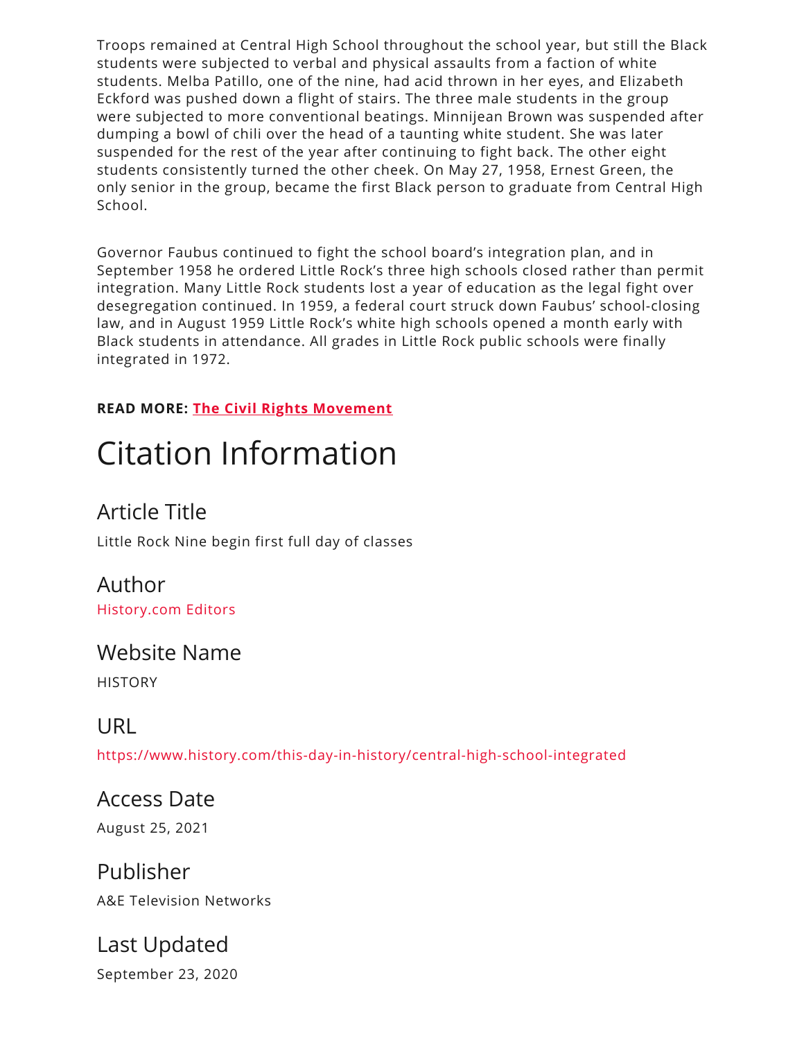Troops remained at Central High School throughout the school year, but still the Black students were subjected to verbal and physical assaults from a faction of white students. Melba Patillo, one of the nine, had acid thrown in her eyes, and Elizabeth Eckford was pushed down a flight of stairs. The three male students in the group were subjected to more conventional beatings. Minnijean Brown was suspended after dumping a bowl of chili over the head of a taunting white student. She was later suspended for the rest of the year after continuing to fight back. The other eight students consistently turned the other cheek. On May 27, 1958, Ernest Green, the only senior in the group, became the first Black person to graduate from Central High School.

Governor Faubus continued to fight the school board's integration plan, and in September 1958 he ordered Little Rock's three high schools closed rather than permit integration. Many Little Rock students lost a year of education as the legal fight over desegregation continued. In 1959, a federal court struck down Faubus' school-closing law, and in August 1959 Little Rock's white high schools opened a month early with Black students in attendance. All grades in Little Rock public schools were finally integrated in 1972.

**READ MORE: The Civil Rights Movement**

# Citation Information

## Article Title

Little Rock Nine begin first full day of classes

## Author

History.com Editors

## Website Name

HISTORY

## URL

https://www.history.com/this-day-in-history/central-high-school-integrated

## Access Date

August 25, 2021

## Publisher

A&E Television Networks

## Last Updated

September 23, 2020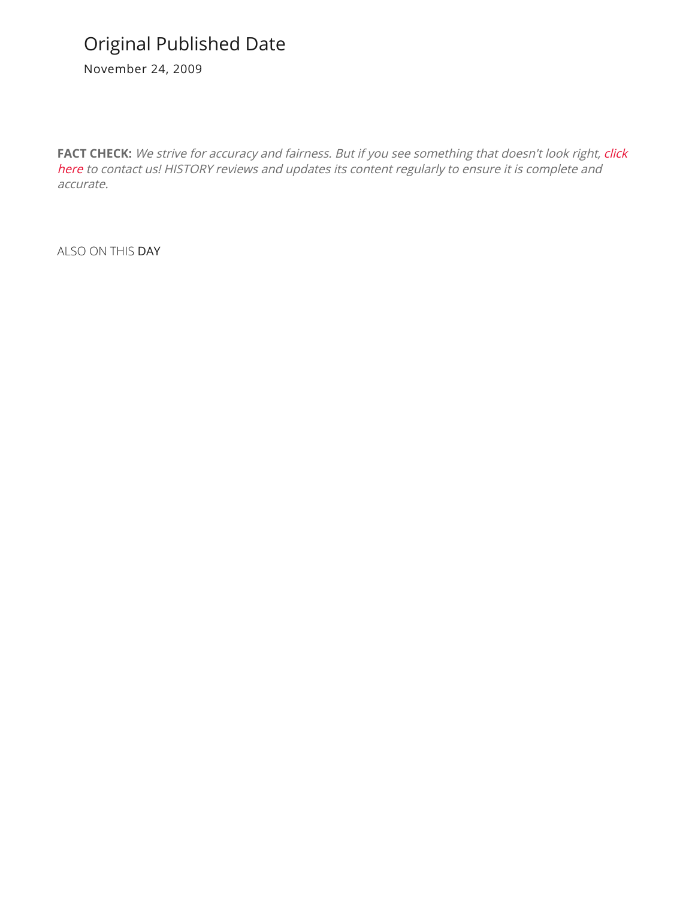## Original Published Date

November 24, 2009

**FACT CHECK:** *We strive for accuracy and fairness. But if you see something that doesn't look right, click here to contact us! HISTORY reviews and updates its content regularly to ensure it is complete and accurate.*

ALSO ON THIS DAY